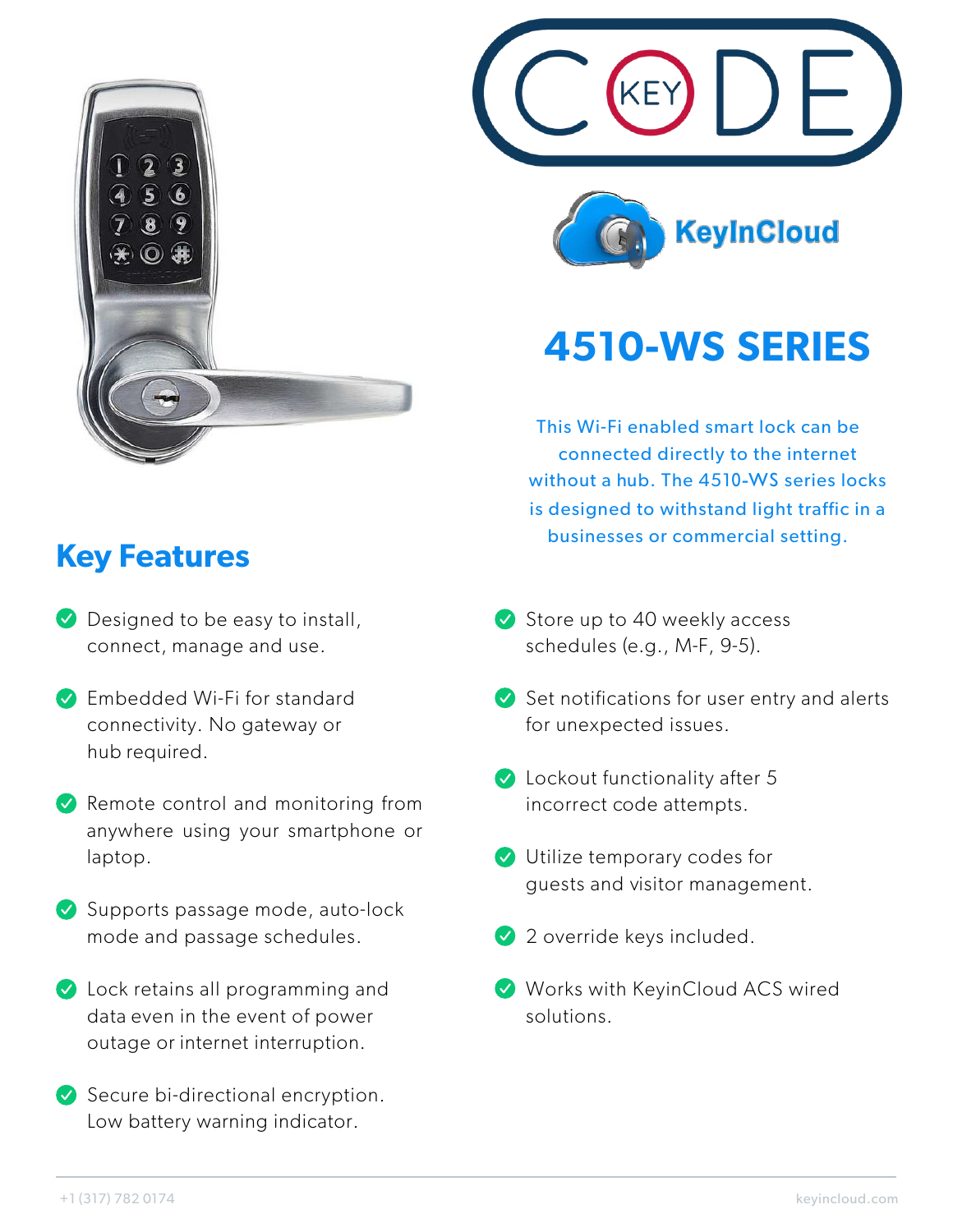# CODE KEY

KeyInCloud

## 4510-WS SERIES

This Wi-Fi enabled smart lock can be connected directly to the internet without a hub. The 4510-WS series locks is designed to withstand light traffic in a businesses or commercial setting.

## Key Features

- Designed to be easy to install, connect, manage and use.
- Embedded Wi-Fi for standard connectivity. No gateway or hub required.
- Remote control and monitoring from anywhere using your smartphone or laptop.
- Supports passage mode, auto-lock mode and passage schedules.
- Lock retains all programming and data even in the event of power outage or internet interruption.
- Secure bi-directional encryption. Low battery warning indicator.
- Store up to 40 weekly access schedules (e.g., M-F, 9-5).
- Set notifications for user entry and alerts for unexpected issues.
- Lockout functionality after 5 incorrect code attempts.
- Utilize temporary codes for guests and visitor management.
- 2 override keys included.
- Works with KeyinCloud ACS wired solutions.

+1 (317) 782 0174 keyincloud.com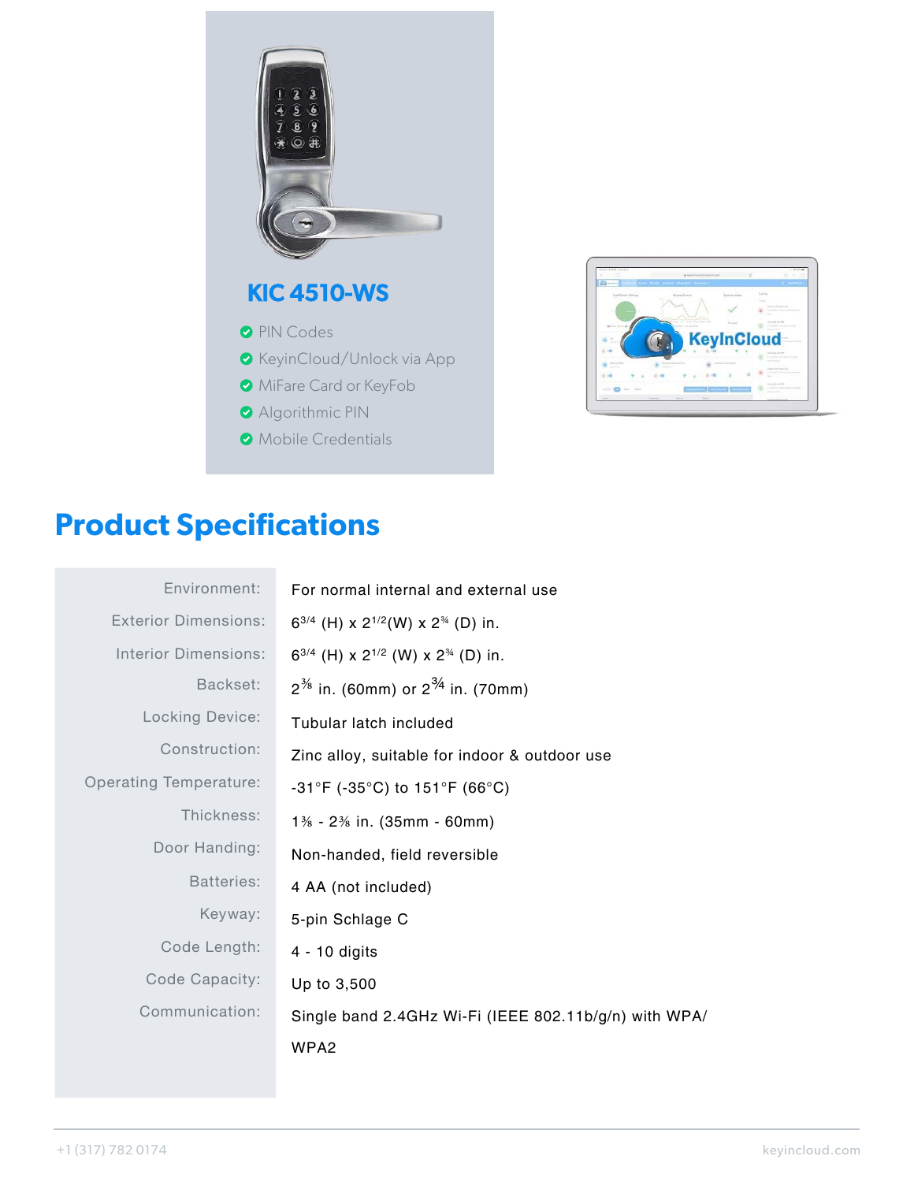## KIC 4510-WS

- PIN Codes
- KeyinCloud/Unlock via App
- MiFare Card or KeyFob
- Algorithmic PIN
- Mobile Credentials

KeyInCloud

# Product Specifications

| | |
|---|---|
| Environment: | For normal internal and external use |
| Exterior Dimensions: | $6^{3/4}$ (H) x $2^{1/2}$(W) x 2¾ (D) in. |
| Interior Dimensions: | $6^{3/4}$ (H) x $2^{1/2}$ (W) x 2¾ (D) in. |
| Backset: | 2⅜ in. (60mm) or 2¾ in. (70mm) |
| Locking Device: | Tubular latch included |
| Construction: | Zinc alloy, suitable for indoor & outdoor use |
| Operating Temperature: | -31°F (-35°C) to 151°F (66°C) |
| Thickness: | 1⅜ - 2⅜ in. (35mm - 60mm) |
| Door Handing: | Non-handed, field reversible |
| Batteries: | 4 AA (not included) |
| Keyway: | 5-pin Schlage C |
| Code Length: | 4 - 10 digits |
| Code Capacity: | Up to 3,500 |
| Communication: | Single band 2.4GHz Wi-Fi (IEEE 802.11b/g/n) with WPA/WPA2 |

+1 (317) 782 0174

keyincloud.com